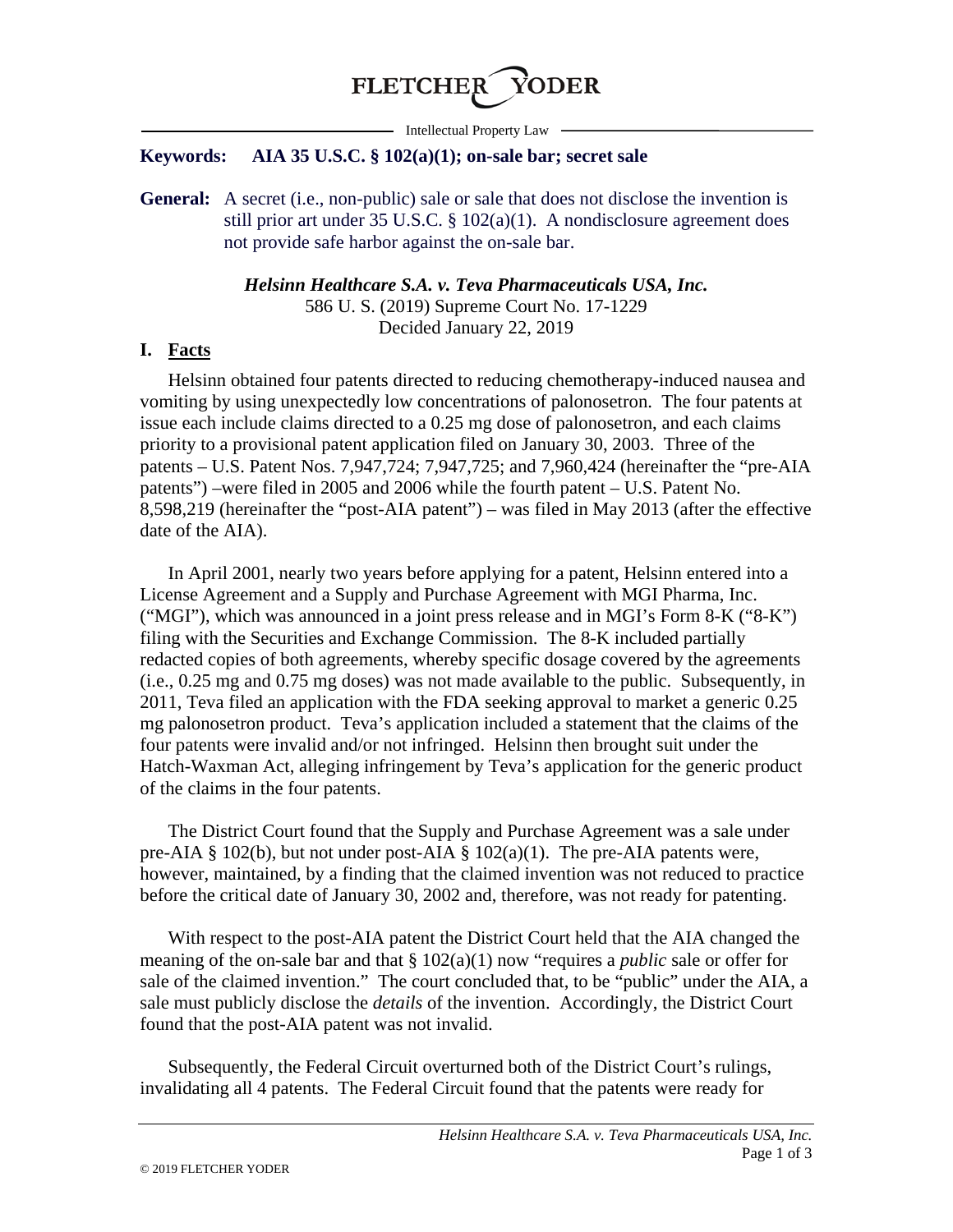**Keywords: AIA 35 U.S.C. § 102(a)(1); on-sale bar; secret sale**

**General:** A secret (i.e., non-public) sale or sale that does not disclose the invention is still prior art under 35 U.S.C. § 102(a)(1). A nondisclosure agreement does not provide safe harbor against the on-sale bar.

***Helsinn Healthcare S.A. v. Teva Pharmaceuticals USA, Inc.***
586 U. S. (2019) Supreme Court No. 17-1229
Decided January 22, 2019

## I. Facts

Helsinn obtained four patents directed to reducing chemotherapy-induced nausea and vomiting by using unexpectedly low concentrations of palonosetron. The four patents at issue each include claims directed to a 0.25 mg dose of palonosetron, and each claims priority to a provisional patent application filed on January 30, 2003. Three of the patents – U.S. Patent Nos. 7,947,724; 7,947,725; and 7,960,424 (hereinafter the "pre-AIA patents") –were filed in 2005 and 2006 while the fourth patent – U.S. Patent No. 8,598,219 (hereinafter the "post-AIA patent") – was filed in May 2013 (after the effective date of the AIA).

In April 2001, nearly two years before applying for a patent, Helsinn entered into a License Agreement and a Supply and Purchase Agreement with MGI Pharma, Inc. ("MGI"), which was announced in a joint press release and in MGI's Form 8-K ("8-K") filing with the Securities and Exchange Commission. The 8-K included partially redacted copies of both agreements, whereby specific dosage covered by the agreements (i.e., 0.25 mg and 0.75 mg doses) was not made available to the public. Subsequently, in 2011, Teva filed an application with the FDA seeking approval to market a generic 0.25 mg palonosetron product. Teva's application included a statement that the claims of the four patents were invalid and/or not infringed. Helsinn then brought suit under the Hatch-Waxman Act, alleging infringement by Teva's application for the generic product of the claims in the four patents.

The District Court found that the Supply and Purchase Agreement was a sale under pre-AIA § 102(b), but not under post-AIA § 102(a)(1). The pre-AIA patents were, however, maintained, by a finding that the claimed invention was not reduced to practice before the critical date of January 30, 2002 and, therefore, was not ready for patenting.

With respect to the post-AIA patent the District Court held that the AIA changed the meaning of the on-sale bar and that § 102(a)(1) now "requires a *public* sale or offer for sale of the claimed invention." The court concluded that, to be "public" under the AIA, a sale must publicly disclose the *details* of the invention. Accordingly, the District Court found that the post-AIA patent was not invalid.

Subsequently, the Federal Circuit overturned both of the District Court's rulings, invalidating all 4 patents. The Federal Circuit found that the patents were ready for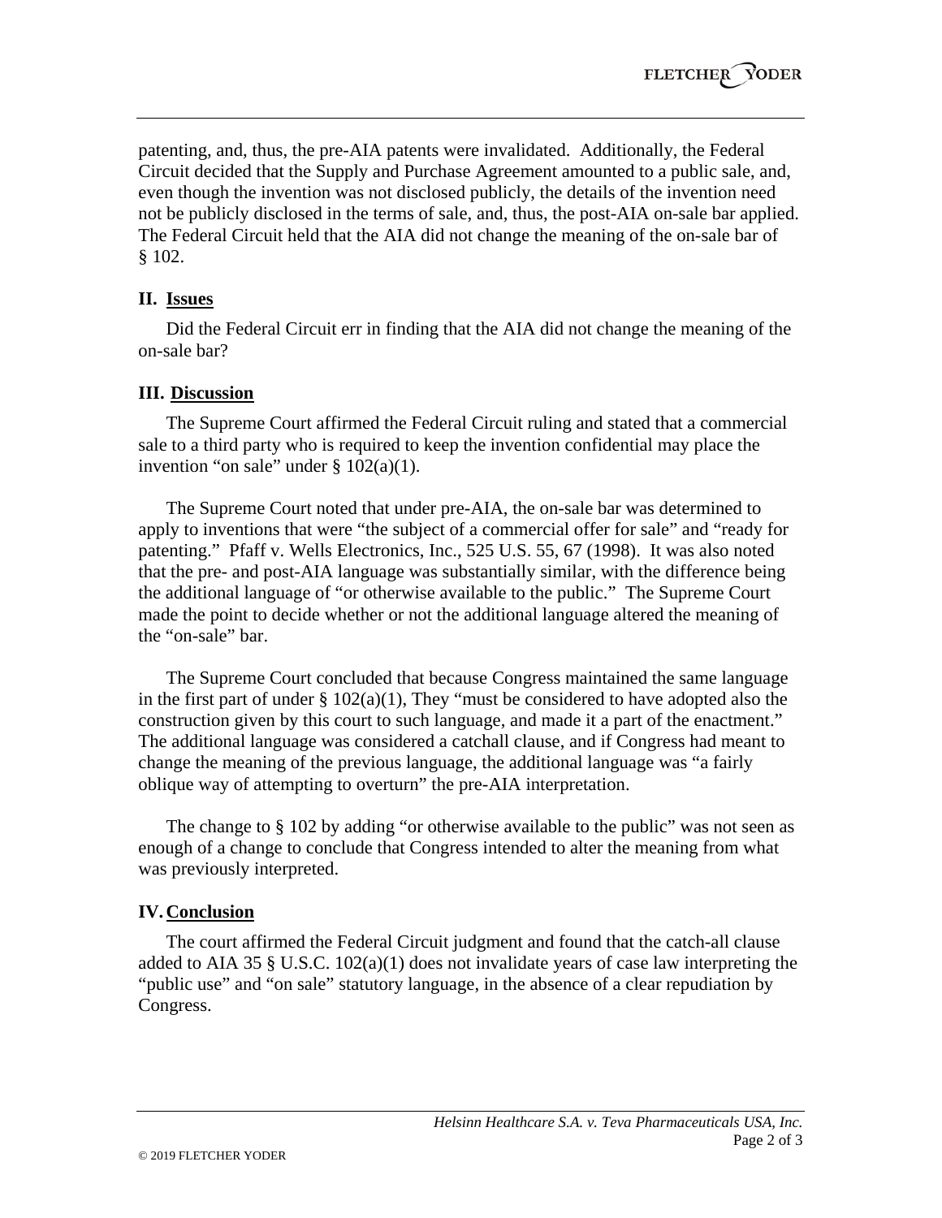patenting, and, thus, the pre-AIA patents were invalidated. Additionally, the Federal Circuit decided that the Supply and Purchase Agreement amounted to a public sale, and, even though the invention was not disclosed publicly, the details of the invention need not be publicly disclosed in the terms of sale, and, thus, the post-AIA on-sale bar applied. The Federal Circuit held that the AIA did not change the meaning of the on-sale bar of § 102.

## II. Issues

Did the Federal Circuit err in finding that the AIA did not change the meaning of the on-sale bar?

## III. Discussion

The Supreme Court affirmed the Federal Circuit ruling and stated that a commercial sale to a third party who is required to keep the invention confidential may place the invention "on sale" under § 102(a)(1).

The Supreme Court noted that under pre-AIA, the on-sale bar was determined to apply to inventions that were "the subject of a commercial offer for sale" and "ready for patenting." Pfaff v. Wells Electronics, Inc., 525 U.S. 55, 67 (1998). It was also noted that the pre- and post-AIA language was substantially similar, with the difference being the additional language of "or otherwise available to the public." The Supreme Court made the point to decide whether or not the additional language altered the meaning of the "on-sale" bar.

The Supreme Court concluded that because Congress maintained the same language in the first part of under § 102(a)(1), They "must be considered to have adopted also the construction given by this court to such language, and made it a part of the enactment." The additional language was considered a catchall clause, and if Congress had meant to change the meaning of the previous language, the additional language was "a fairly oblique way of attempting to overturn" the pre-AIA interpretation.

The change to § 102 by adding "or otherwise available to the public" was not seen as enough of a change to conclude that Congress intended to alter the meaning from what was previously interpreted.

## IV. Conclusion

The court affirmed the Federal Circuit judgment and found that the catch-all clause added to AIA 35 § U.S.C. 102(a)(1) does not invalidate years of case law interpreting the "public use" and "on sale" statutory language, in the absence of a clear repudiation by Congress.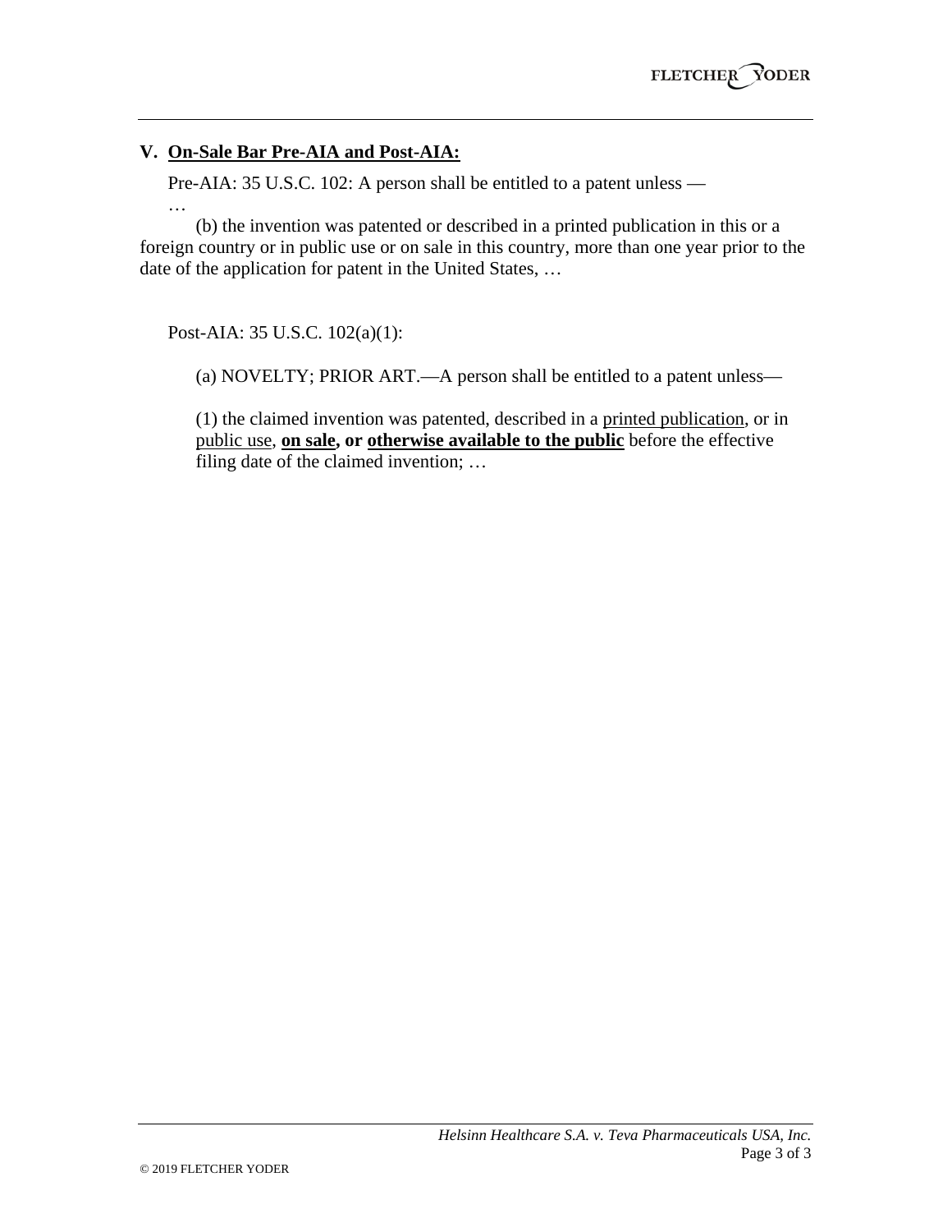## V. <u>On-Sale Bar Pre-AIA and Post-AIA:</u>

Pre-AIA: 35 U.S.C. 102: A person shall be entitled to a patent unless —

…

(b) the invention was patented or described in a printed publication in this or a foreign country or in public use or on sale in this country, more than one year prior to the date of the application for patent in the United States, …

Post-AIA: 35 U.S.C. 102(a)(1):

(a) NOVELTY; PRIOR ART.—A person shall be entitled to a patent unless—

(1) the claimed invention was patented, described in a <u>printed publication</u>, or in <u>public use</u>, **<u>on sale</u>, or <u>otherwise available to the public</u>** before the effective filing date of the claimed invention; …